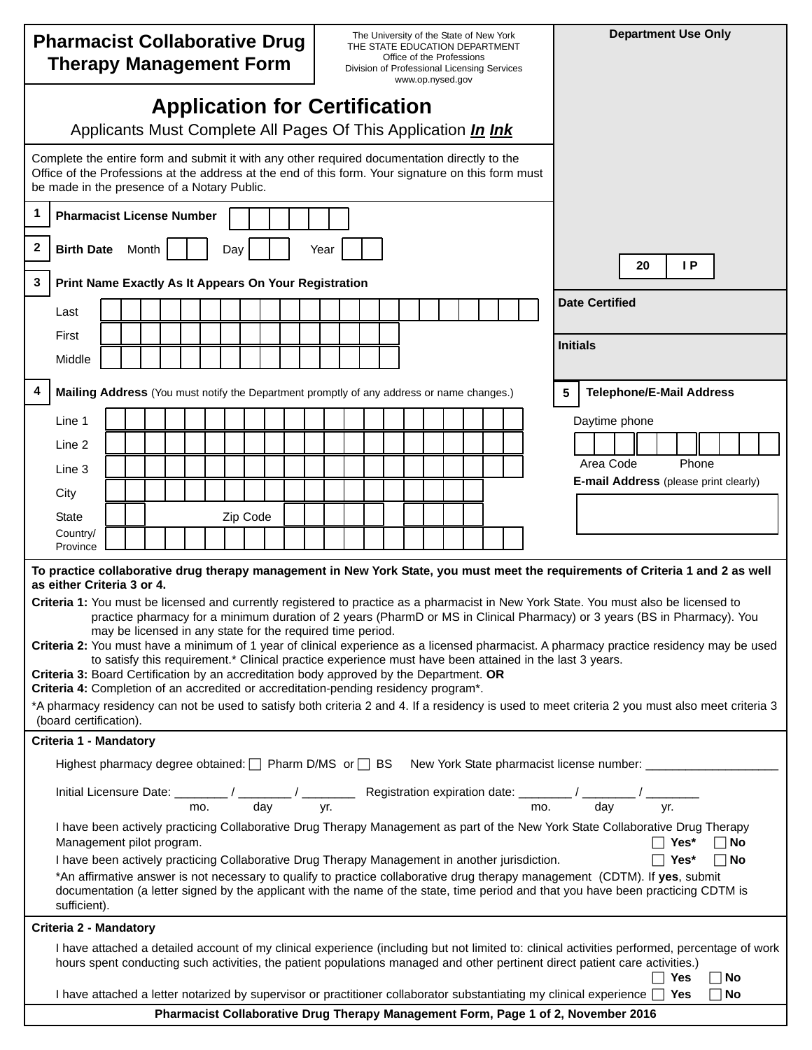# Pharmacist Collaborative Drug Therapy Management Form

The University of the State of New York
THE STATE EDUCATION DEPARTMENT
Office of the Professions
Division of Professional Licensing Services
www.op.nysed.gov

**Department Use Only**

20 | I P

**Date Certified**

**Initials**

## Application for Certification

Applicants Must Complete All Pages Of This Application ***In Ink***

Complete the entire form and submit it with any other required documentation directly to the Office of the Professions at the address at the end of this form. Your signature on this form must be made in the presence of a Notary Public.

**1 Pharmacist License Number**

**2 Birth Date** Month ___ Day ___ Year ___

**3 Print Name Exactly As It Appears On Your Registration**

Last

First

Middle

**4 Mailing Address** (You must notify the Department promptly of any address or name changes.)

Line 1

Line 2

Line 3

City

State Zip Code

Country/ Province

**5 Telephone/E-Mail Address**

Daytime phone

Area Code Phone

**E-mail Address** (please print clearly)

**To practice collaborative drug therapy management in New York State, you must meet the requirements of Criteria 1 and 2 as well as either Criteria 3 or 4.**

**Criteria 1:** You must be licensed and currently registered to practice as a pharmacist in New York State. You must also be licensed to practice pharmacy for a minimum duration of 2 years (PharmD or MS in Clinical Pharmacy) or 3 years (BS in Pharmacy). You may be licensed in any state for the required time period.

**Criteria 2:** You must have a minimum of 1 year of clinical experience as a licensed pharmacist. A pharmacy practice residency may be used to satisfy this requirement.* Clinical practice experience must have been attained in the last 3 years.

**Criteria 3:** Board Certification by an accreditation body approved by the Department. **OR**

**Criteria 4:** Completion of an accredited or accreditation-pending residency program*.

*A pharmacy residency can not be used to satisfy both criteria 2 and 4. If a residency is used to meet criteria 2 you must also meet criteria 3 (board certification).

**Criteria 1 - Mandatory**

Highest pharmacy degree obtained: ☐ Pharm D/MS or ☐ BS New York State pharmacist license number: ___________________

Initial Licensure Date: ________ / ________ / ________ (mo. / day / yr.) Registration expiration date: ________ / ________ / ________ (mo. / day / yr.)

I have been actively practicing Collaborative Drug Therapy Management as part of the New York State Collaborative Drug Therapy Management pilot program. ☐ **Yes*** ☐ **No**

I have been actively practicing Collaborative Drug Therapy Management in another jurisdiction. ☐ **Yes*** ☐ **No**

*An affirmative answer is not necessary to qualify to practice collaborative drug therapy management (CDTM). If **yes**, submit documentation (a letter signed by the applicant with the name of the state, time period and that you have been practicing CDTM is sufficient).

**Criteria 2 - Mandatory**

I have attached a detailed account of my clinical experience (including but not limited to: clinical activities performed, percentage of work hours spent conducting such activities, the patient populations managed and other pertinent direct patient care activities.) ☐ **Yes** ☐ **No**

I have attached a letter notarized by supervisor or practitioner collaborator substantiating my clinical experience ☐ **Yes** ☐ **No**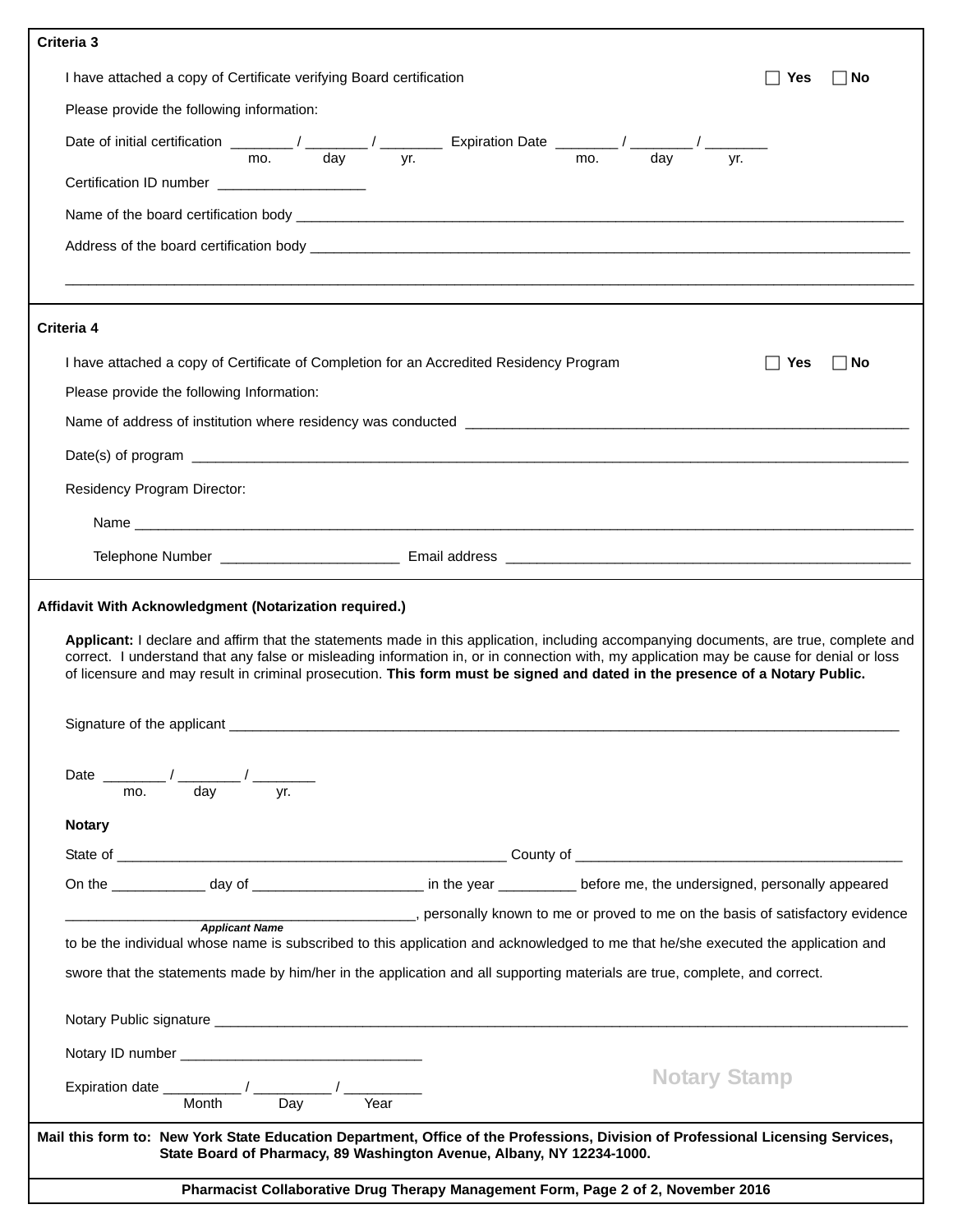**Criteria 3**

I have attached a copy of Certificate verifying Board certification ☐ **Yes** ☐ **No**

Please provide the following information:

Date of initial certification ________ / ________ / ________ Expiration Date ________ / ________ / ________
mo. day yr. mo. day yr.

Certification ID number ___________________

Name of the board certification body ____________________________________________________________________________

Address of the board certification body __________________________________________________________________________

____________________________________________________________________________________________________________

**Criteria 4**

I have attached a copy of Certificate of Completion for an Accredited Residency Program ☐ **Yes** ☐ **No**

Please provide the following Information:

Name of address of institution where residency was conducted ______________________________________________________

Date(s) of program _________________________________________________________________________________________

Residency Program Director:

Name ____________________________________________________________________________________________________

Telephone Number _______________________ Email address ____________________________________________________

**Affidavit With Acknowledgment (Notarization required.)**

**Applicant:** I declare and affirm that the statements made in this application, including accompanying documents, are true, complete and correct. I understand that any false or misleading information in, or in connection with, my application may be cause for denial or loss of licensure and may result in criminal prosecution. **This form must be signed and dated in the presence of a Notary Public.**

Signature of the applicant ____________________________________________________________________________________

Date ________ / ________ / ________
mo. day yr.

**Notary**

State of ______________________________________________ County of ________________________________________

On the ____________ day of ______________________ in the year __________ before me, the undersigned, personally appeared

____________________________________________, personally known to me or proved to me on the basis of satisfactory evidence
***Applicant Name***

to be the individual whose name is subscribed to this application and acknowledged to me that he/she executed the application and swore that the statements made by him/her in the application and all supporting materials are true, complete, and correct.

Notary Public signature ______________________________________________________________________________________

Notary ID number _______________________________

Expiration date __________ / __________ / __________
Month Day Year

**Notary Stamp**

**Mail this form to: New York State Education Department, Office of the Professions, Division of Professional Licensing Services, State Board of Pharmacy, 89 Washington Avenue, Albany, NY 12234-1000.**